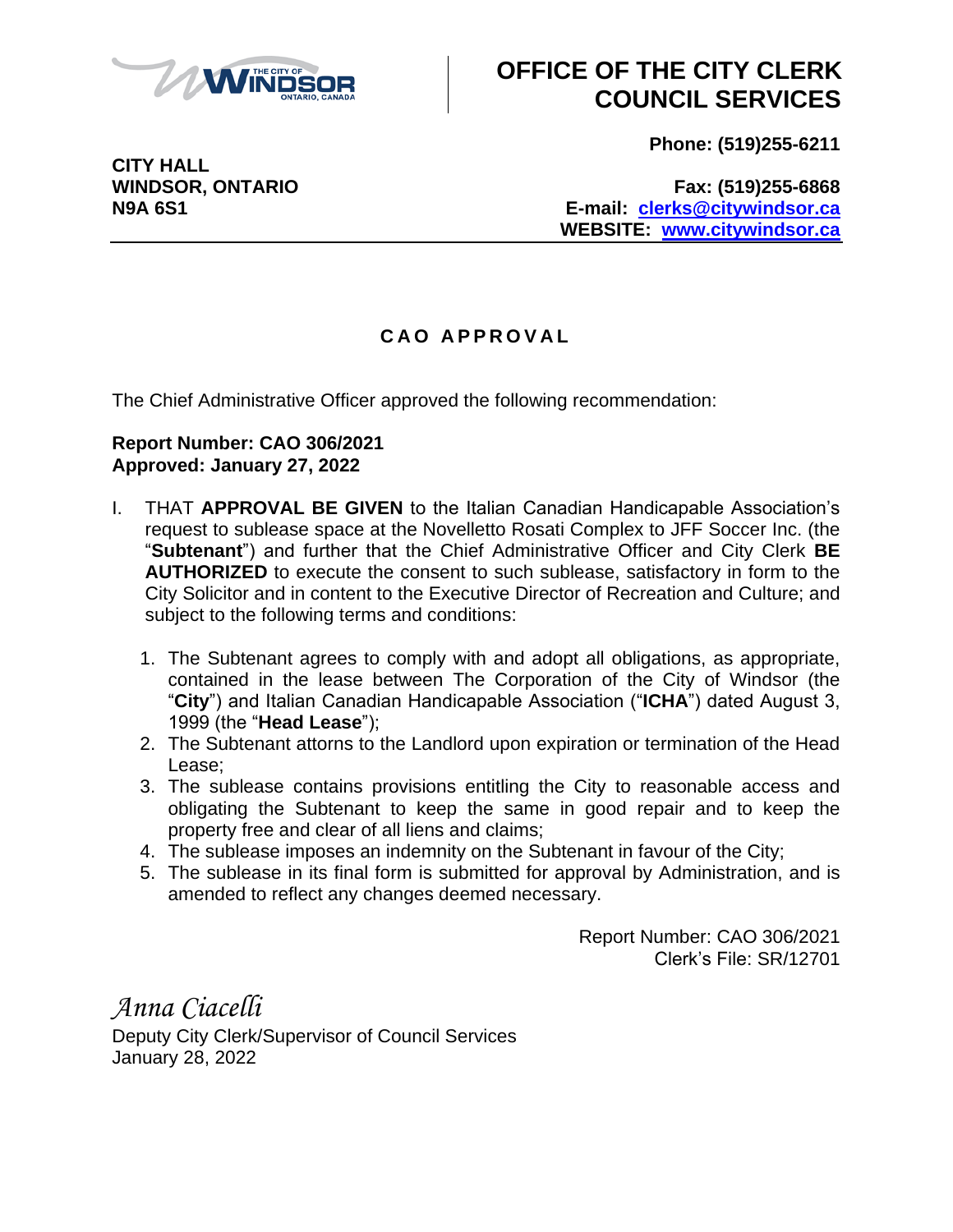# OFFICE OF THE CITY CLERK COUNCIL SERVICES

**CITY HALL**
**WINDSOR, ONTARIO**
**N9A 6S1**

**Phone: (519)255-6211**

**Fax: (519)255-6868**
**E-mail: clerks@citywindsor.ca**
**WEBSITE: www.citywindsor.ca**

## C A O   A P P R O V A L

The Chief Administrative Officer approved the following recommendation:

**Report Number: CAO 306/2021**
**Approved: January 27, 2022**

I. THAT **APPROVAL BE GIVEN** to the Italian Canadian Handicapable Association's request to sublease space at the Novelletto Rosati Complex to JFF Soccer Inc. (the "**Subtenant**") and further that the Chief Administrative Officer and City Clerk **BE AUTHORIZED** to execute the consent to such sublease, satisfactory in form to the City Solicitor and in content to the Executive Director of Recreation and Culture; and subject to the following terms and conditions:

1. The Subtenant agrees to comply with and adopt all obligations, as appropriate, contained in the lease between The Corporation of the City of Windsor (the "**City**") and Italian Canadian Handicapable Association ("**ICHA**") dated August 3, 1999 (the "**Head Lease**");
2. The Subtenant attorns to the Landlord upon expiration or termination of the Head Lease;
3. The sublease contains provisions entitling the City to reasonable access and obligating the Subtenant to keep the same in good repair and to keep the property free and clear of all liens and claims;
4. The sublease imposes an indemnity on the Subtenant in favour of the City;
5. The sublease in its final form is submitted for approval by Administration, and is amended to reflect any changes deemed necessary.

Report Number: CAO 306/2021
Clerk's File: SR/12701

*Anna Ciacelli*
Deputy City Clerk/Supervisor of Council Services
January 28, 2022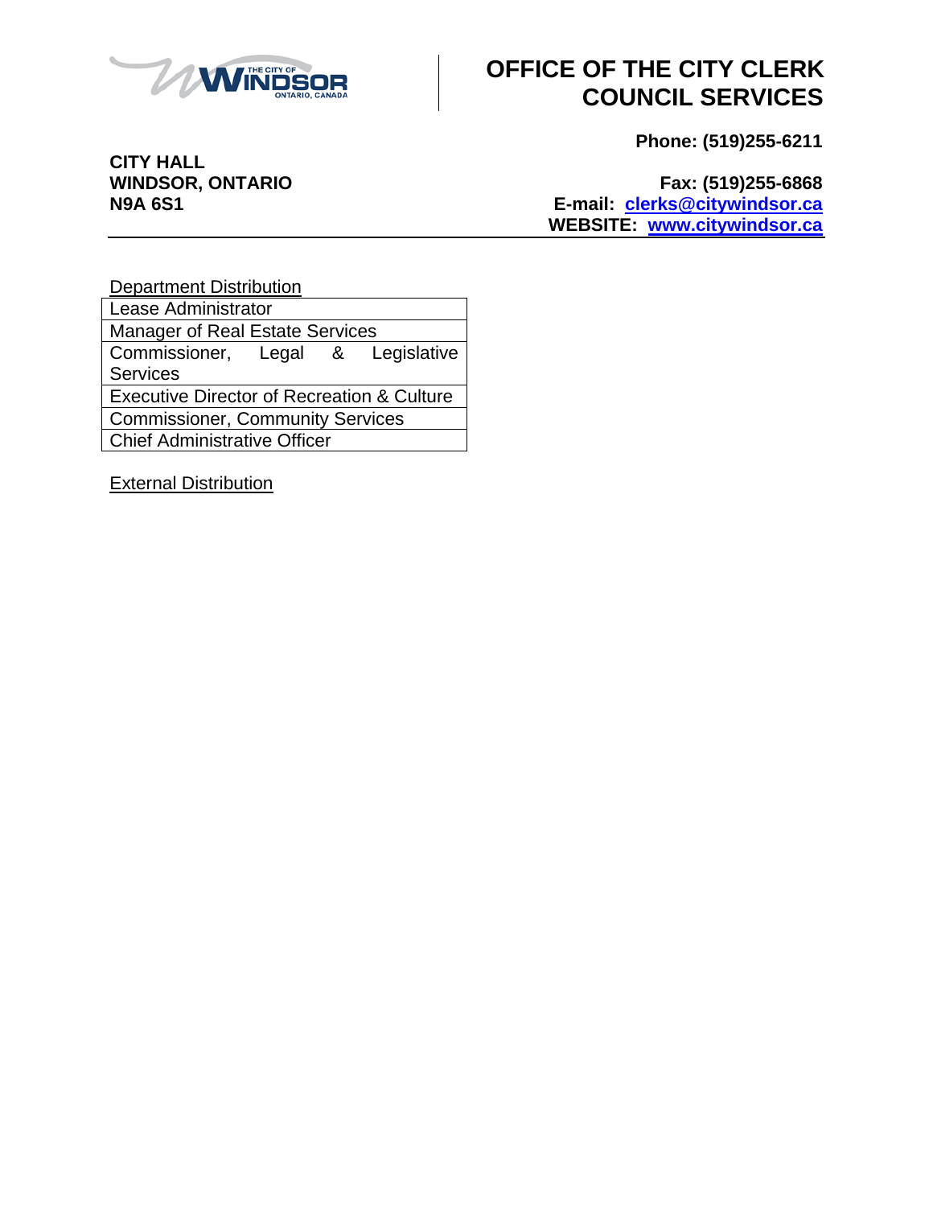**CITY HALL**
**WINDSOR, ONTARIO**
**N9A 6S1**

# OFFICE OF THE CITY CLERK COUNCIL SERVICES

**Phone: (519)255-6211**

**Fax: (519)255-6868**
**E-mail: clerks@citywindsor.ca**
**WEBSITE: www.citywindsor.ca**

Department Distribution

| |
|---|
| Lease Administrator |
| Manager of Real Estate Services |
| Commissioner, Legal & Legislative Services |
| Executive Director of Recreation & Culture |
| Commissioner, Community Services |
| Chief Administrative Officer |

External Distribution